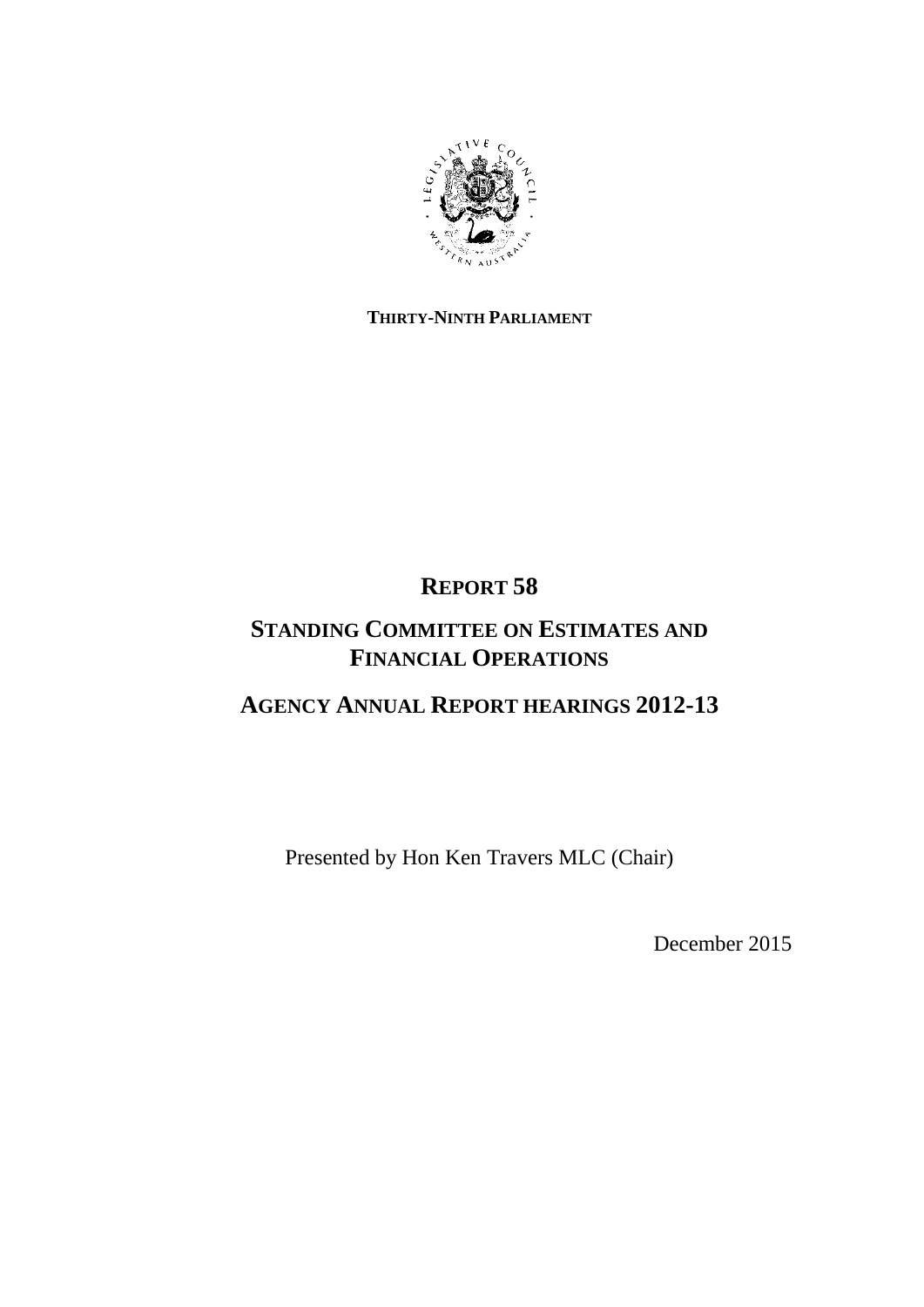**THIRTY-NINTH PARLIAMENT**

# REPORT 58

# STANDING COMMITTEE ON ESTIMATES AND FINANCIAL OPERATIONS

# AGENCY ANNUAL REPORT HEARINGS 2012-13

Presented by Hon Ken Travers MLC (Chair)

December 2015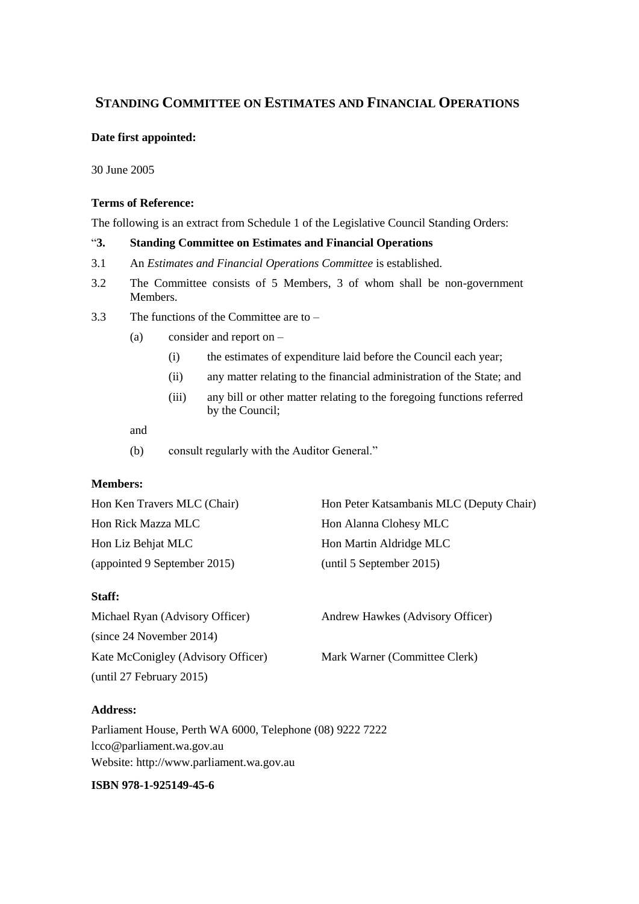# STANDING COMMITTEE ON ESTIMATES AND FINANCIAL OPERATIONS

**Date first appointed:**

30 June 2005

**Terms of Reference:**

The following is an extract from Schedule 1 of the Legislative Council Standing Orders:

"**3. Standing Committee on Estimates and Financial Operations**

3.1 An *Estimates and Financial Operations Committee* is established.

3.2 The Committee consists of 5 Members, 3 of whom shall be non-government Members.

3.3 The functions of the Committee are to –

- (a) consider and report on –
  - (i) the estimates of expenditure laid before the Council each year;
  - (ii) any matter relating to the financial administration of the State; and
  - (iii) any bill or other matter relating to the foregoing functions referred by the Council;

  and

- (b) consult regularly with the Auditor General."

**Members:**

Hon Ken Travers MLC (Chair)

Hon Peter Katsambanis MLC (Deputy Chair)

Hon Rick Mazza MLC

Hon Alanna Clohesy MLC

Hon Liz Behjat MLC (appointed 9 September 2015)

Hon Martin Aldridge MLC (until 5 September 2015)

**Staff:**

Michael Ryan (Advisory Officer) (since 24 November 2014)

Andrew Hawkes (Advisory Officer)

Kate McConigley (Advisory Officer) (until 27 February 2015)

Mark Warner (Committee Clerk)

**Address:**

Parliament House, Perth WA 6000, Telephone (08) 9222 7222
lcco@parliament.wa.gov.au
Website: http://www.parliament.wa.gov.au

**ISBN 978-1-925149-45-6**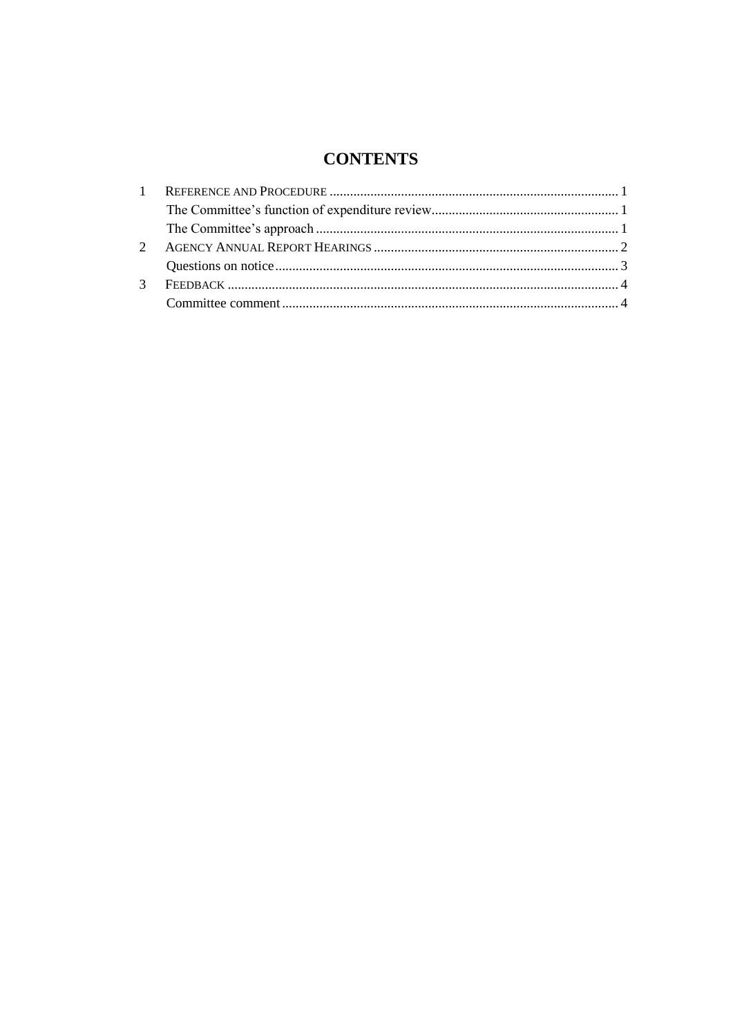# CONTENTS

1 REFERENCE AND PROCEDURE ..... 1

The Committee's function of expenditure review ..... 1

The Committee's approach ..... 1

2 AGENCY ANNUAL REPORT HEARINGS ..... 2

Questions on notice ..... 3

3 FEEDBACK ..... 4

Committee comment ..... 4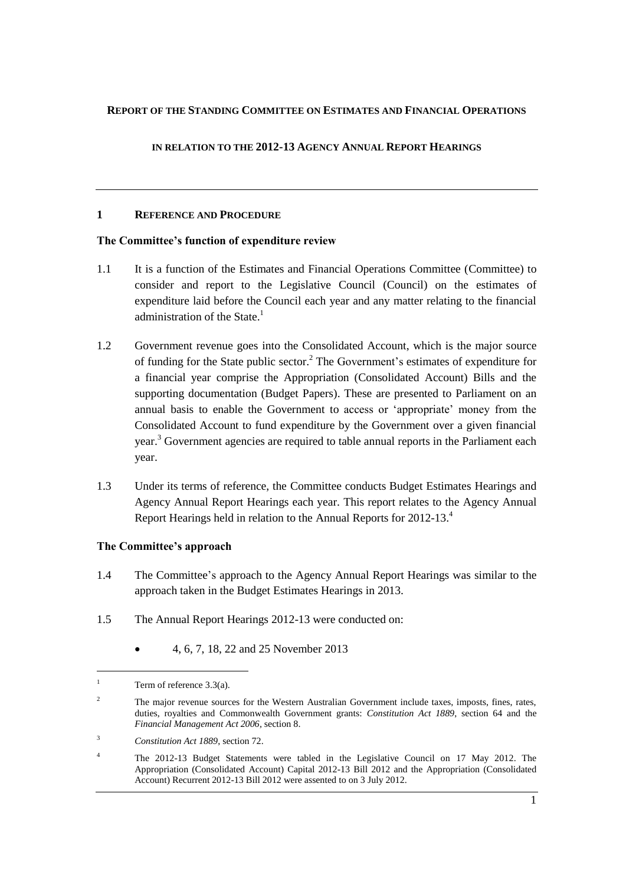**REPORT OF THE STANDING COMMITTEE ON ESTIMATES AND FINANCIAL OPERATIONS**

**IN RELATION TO THE 2012-13 AGENCY ANNUAL REPORT HEARINGS**

---

## 1 REFERENCE AND PROCEDURE

### The Committee's function of expenditure review

1.1 It is a function of the Estimates and Financial Operations Committee (Committee) to consider and report to the Legislative Council (Council) on the estimates of expenditure laid before the Council each year and any matter relating to the financial administration of the State.[1]

1.2 Government revenue goes into the Consolidated Account, which is the major source of funding for the State public sector.[2] The Government's estimates of expenditure for a financial year comprise the Appropriation (Consolidated Account) Bills and the supporting documentation (Budget Papers). These are presented to Parliament on an annual basis to enable the Government to access or 'appropriate' money from the Consolidated Account to fund expenditure by the Government over a given financial year.[3] Government agencies are required to table annual reports in the Parliament each year.

1.3 Under its terms of reference, the Committee conducts Budget Estimates Hearings and Agency Annual Report Hearings each year. This report relates to the Agency Annual Report Hearings held in relation to the Annual Reports for 2012-13.[4]

### The Committee's approach

1.4 The Committee's approach to the Agency Annual Report Hearings was similar to the approach taken in the Budget Estimates Hearings in 2013.

1.5 The Annual Report Hearings 2012-13 were conducted on:

- 4, 6, 7, 18, 22 and 25 November 2013

---

[1] Term of reference 3.3(a).

[2] The major revenue sources for the Western Australian Government include taxes, imposts, fines, rates, duties, royalties and Commonwealth Government grants: *Constitution Act 1889*, section 64 and the *Financial Management Act 2006*, section 8.

[3] *Constitution Act 1889*, section 72.

[4] The 2012-13 Budget Statements were tabled in the Legislative Council on 17 May 2012. The Appropriation (Consolidated Account) Capital 2012-13 Bill 2012 and the Appropriation (Consolidated Account) Recurrent 2012-13 Bill 2012 were assented to on 3 July 2012.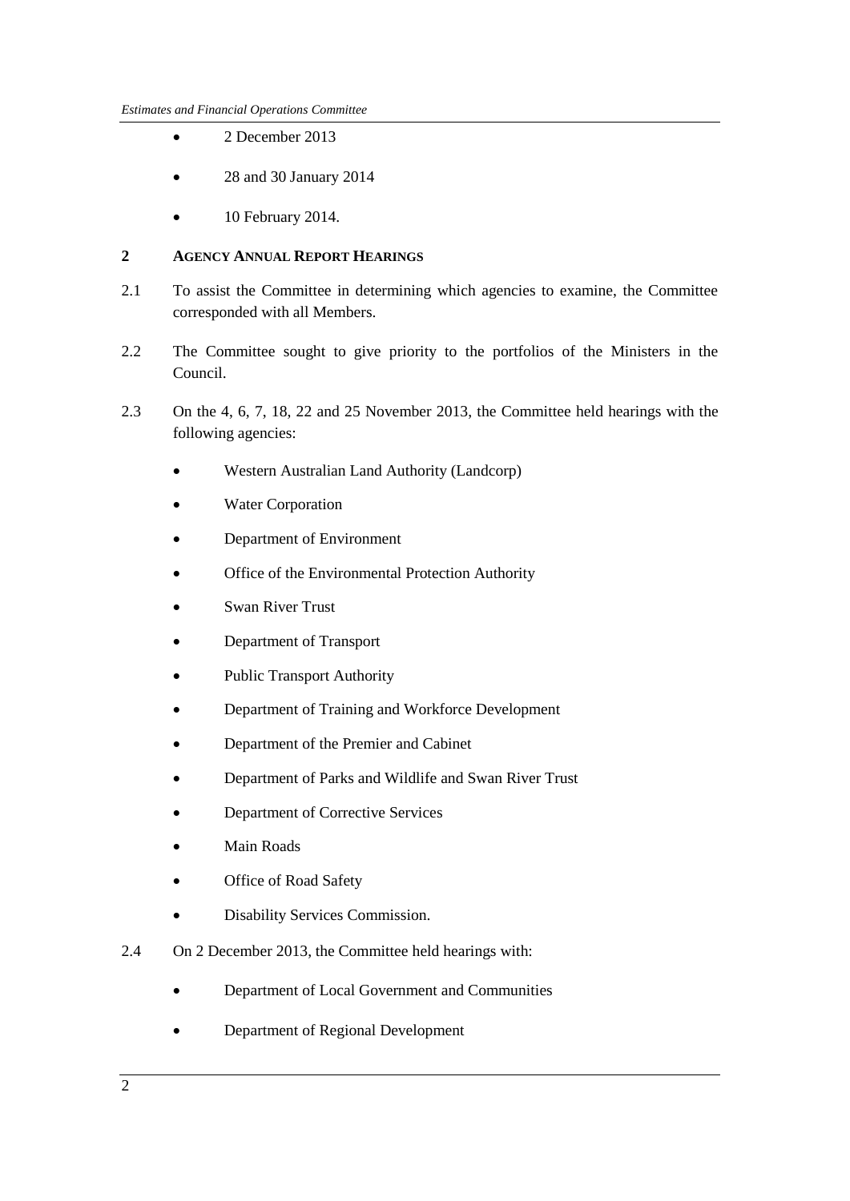- 2 December 2013
- 28 and 30 January 2014
- 10 February 2014.

## 2 AGENCY ANNUAL REPORT HEARINGS

2.1 To assist the Committee in determining which agencies to examine, the Committee corresponded with all Members.

2.2 The Committee sought to give priority to the portfolios of the Ministers in the Council.

2.3 On the 4, 6, 7, 18, 22 and 25 November 2013, the Committee held hearings with the following agencies:

- Western Australian Land Authority (Landcorp)
- Water Corporation
- Department of Environment
- Office of the Environmental Protection Authority
- Swan River Trust
- Department of Transport
- Public Transport Authority
- Department of Training and Workforce Development
- Department of the Premier and Cabinet
- Department of Parks and Wildlife and Swan River Trust
- Department of Corrective Services
- Main Roads
- Office of Road Safety
- Disability Services Commission.

2.4 On 2 December 2013, the Committee held hearings with:

- Department of Local Government and Communities
- Department of Regional Development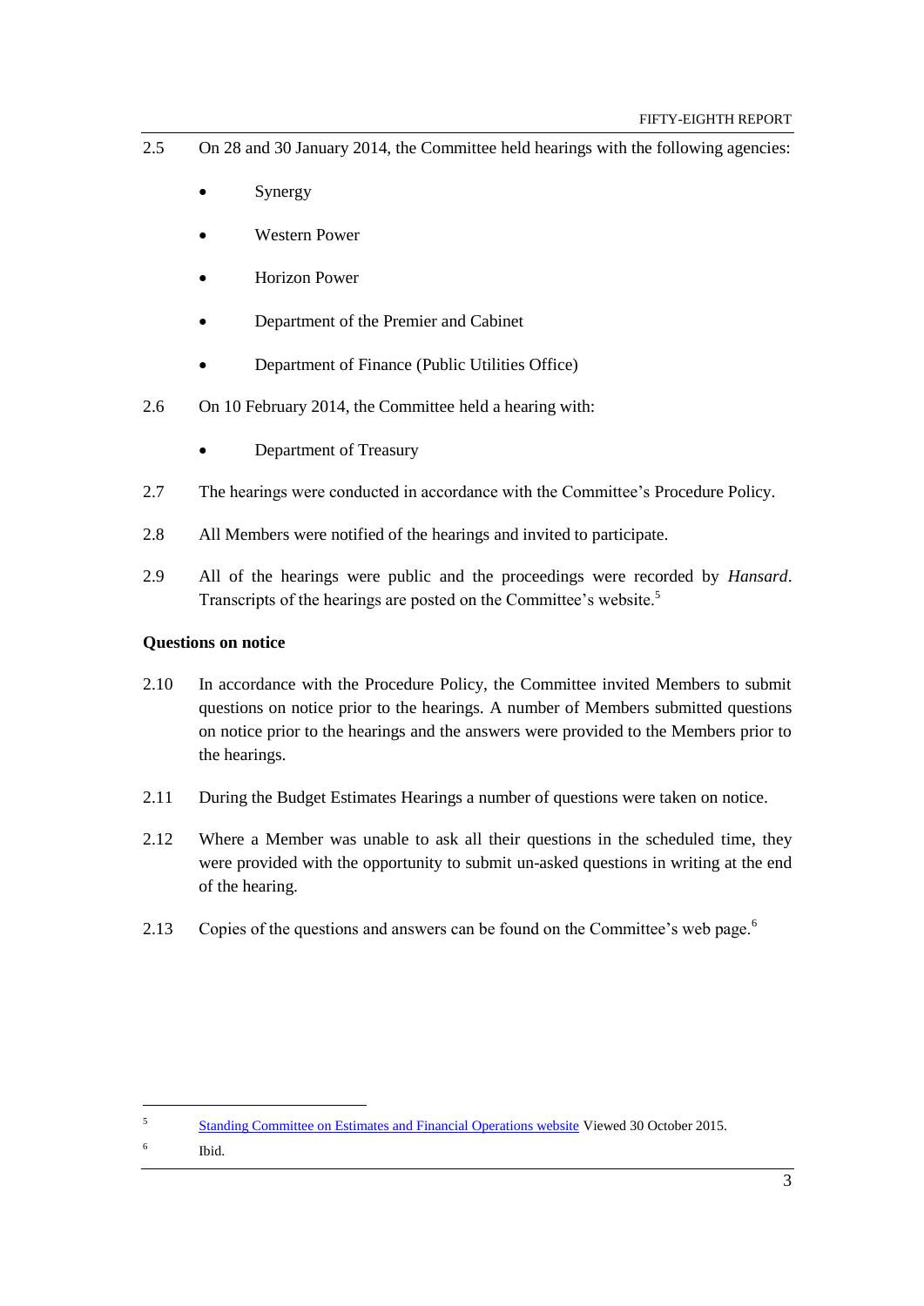2.5 On 28 and 30 January 2014, the Committee held hearings with the following agencies:

- Synergy
- Western Power
- Horizon Power
- Department of the Premier and Cabinet
- Department of Finance (Public Utilities Office)

2.6 On 10 February 2014, the Committee held a hearing with:

- Department of Treasury

2.7 The hearings were conducted in accordance with the Committee's Procedure Policy.

2.8 All Members were notified of the hearings and invited to participate.

2.9 All of the hearings were public and the proceedings were recorded by *Hansard*. Transcripts of the hearings are posted on the Committee's website.[5]

**Questions on notice**

2.10 In accordance with the Procedure Policy, the Committee invited Members to submit questions on notice prior to the hearings. A number of Members submitted questions on notice prior to the hearings and the answers were provided to the Members prior to the hearings.

2.11 During the Budget Estimates Hearings a number of questions were taken on notice.

2.12 Where a Member was unable to ask all their questions in the scheduled time, they were provided with the opportunity to submit un-asked questions in writing at the end of the hearing.

2.13 Copies of the questions and answers can be found on the Committee's web page.[6]

---

[5] Standing Committee on Estimates and Financial Operations website Viewed 30 October 2015.

[6] Ibid.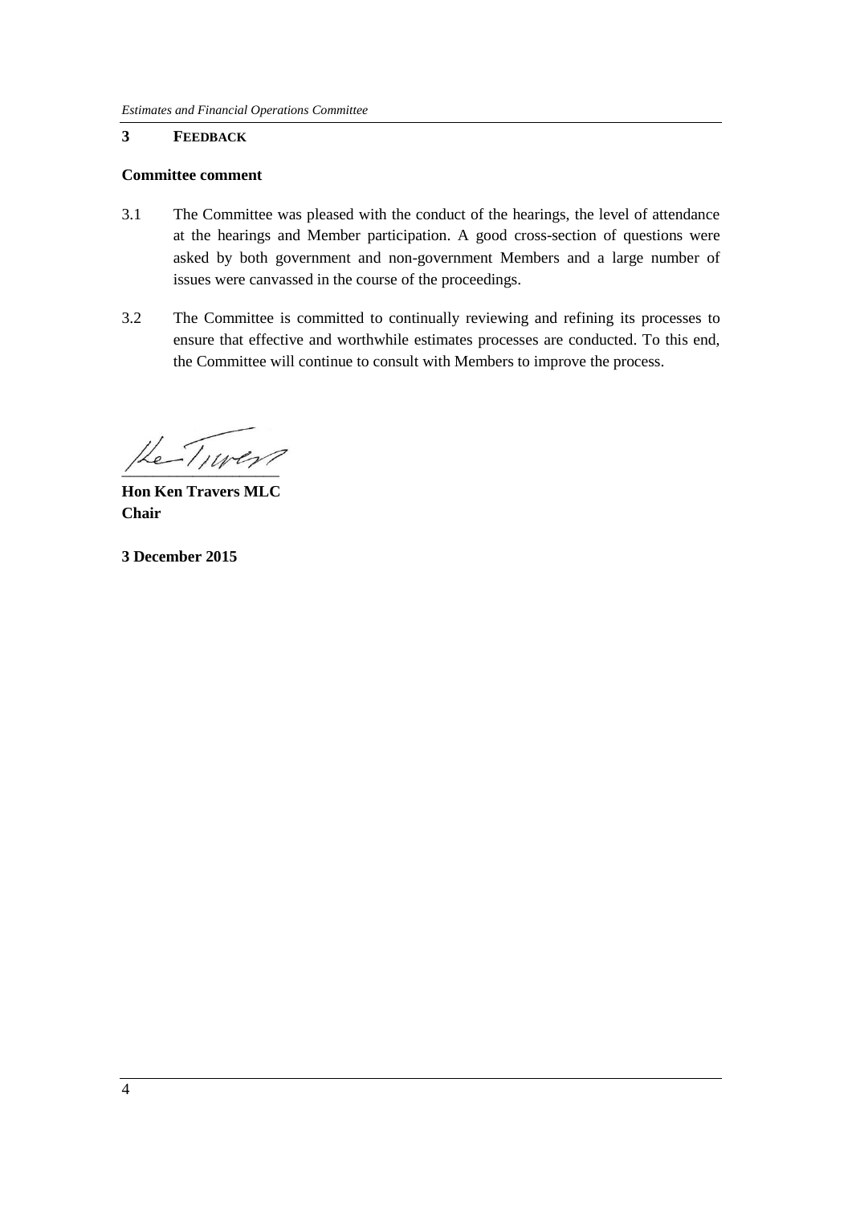## 3 FEEDBACK

**Committee comment**

3.1 The Committee was pleased with the conduct of the hearings, the level of attendance at the hearings and Member participation. A good cross-section of questions were asked by both government and non-government Members and a large number of issues were canvassed in the course of the proceedings.

3.2 The Committee is committed to continually reviewing and refining its processes to ensure that effective and worthwhile estimates processes are conducted. To this end, the Committee will continue to consult with Members to improve the process.

**Hon Ken Travers MLC**
**Chair**

**3 December 2015**